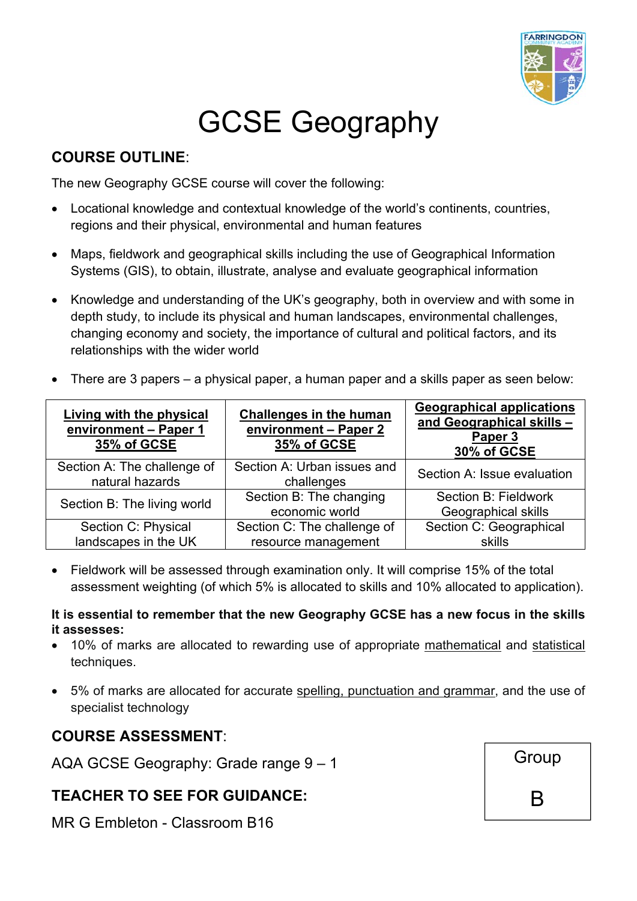# GCSE Geography

## COURSE OUTLINE:

The new Geography GCSE course will cover the following:

- Locational knowledge and contextual knowledge of the world's continents, countries, regions and their physical, environmental and human features
- Maps, fieldwork and geographical skills including the use of Geographical Information Systems (GIS), to obtain, illustrate, analyse and evaluate geographical information
- Knowledge and understanding of the UK's geography, both in overview and with some in depth study, to include its physical and human landscapes, environmental challenges, changing economy and society, the importance of cultural and political factors, and its relationships with the wider world
- There are 3 papers – a physical paper, a human paper and a skills paper as seen below:

| **Living with the physical environment – Paper 1 35% of GCSE** | **Challenges in the human environment – Paper 2 35% of GCSE** | **Geographical applications and Geographical skills – Paper 3 30% of GCSE** |
|---|---|---|
| Section A: The challenge of natural hazards | Section A: Urban issues and challenges | Section A: Issue evaluation |
| Section B: The living world | Section B: The changing economic world | Section B: Fieldwork Geographical skills |
| Section C: Physical landscapes in the UK | Section C: The challenge of resource management | Section C: Geographical skills |

- Fieldwork will be assessed through examination only. It will comprise 15% of the total assessment weighting (of which 5% is allocated to skills and 10% allocated to application).

**It is essential to remember that the new Geography GCSE has a new focus in the skills it assesses:**

- 10% of marks are allocated to rewarding use of appropriate mathematical and statistical techniques.
- 5% of marks are allocated for accurate spelling, punctuation and grammar, and the use of specialist technology

## COURSE ASSESSMENT:

AQA GCSE Geography: Grade range 9 – 1

## TEACHER TO SEE FOR GUIDANCE:

MR G Embleton - Classroom B16

Group B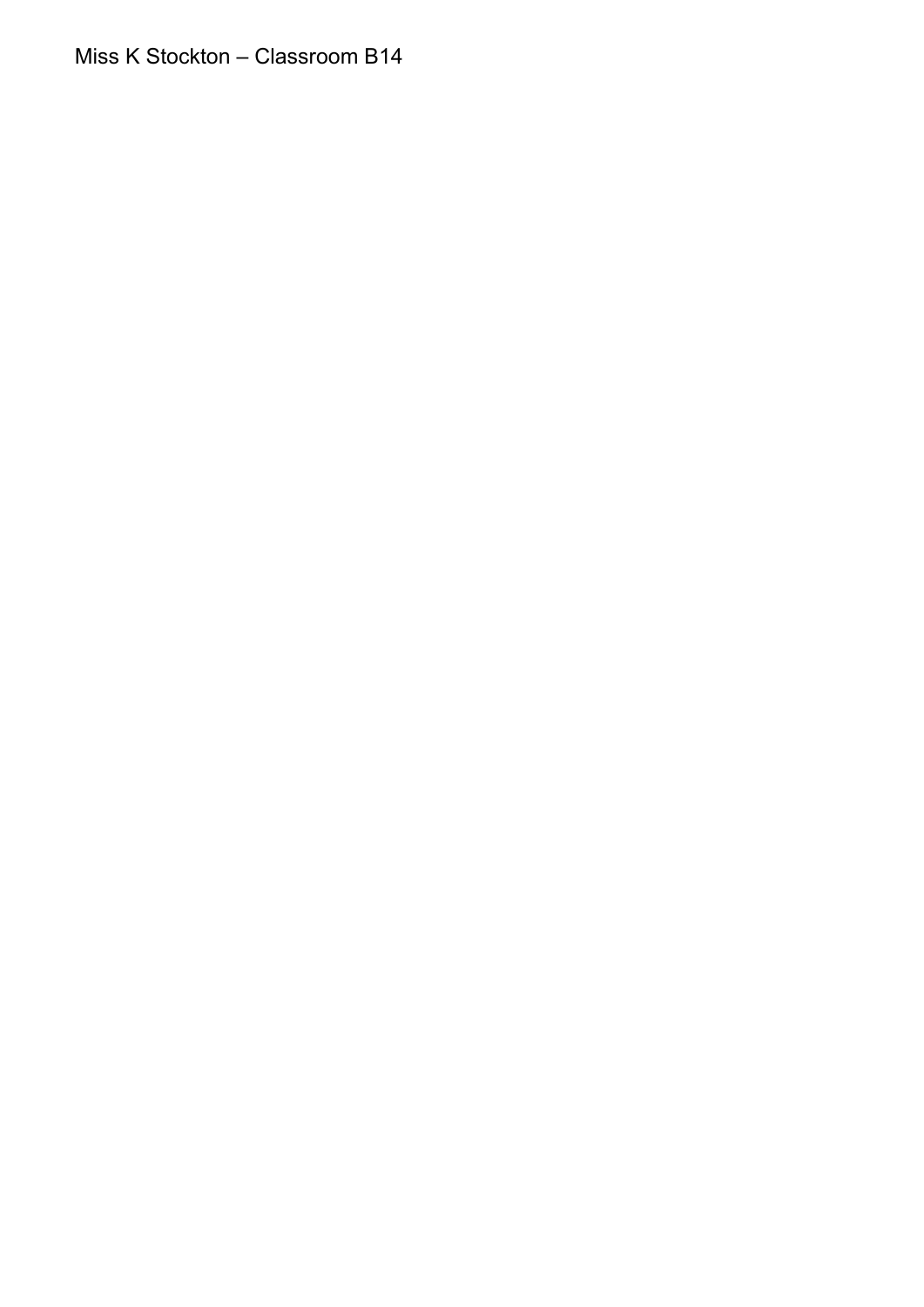Miss K Stockton – Classroom B14